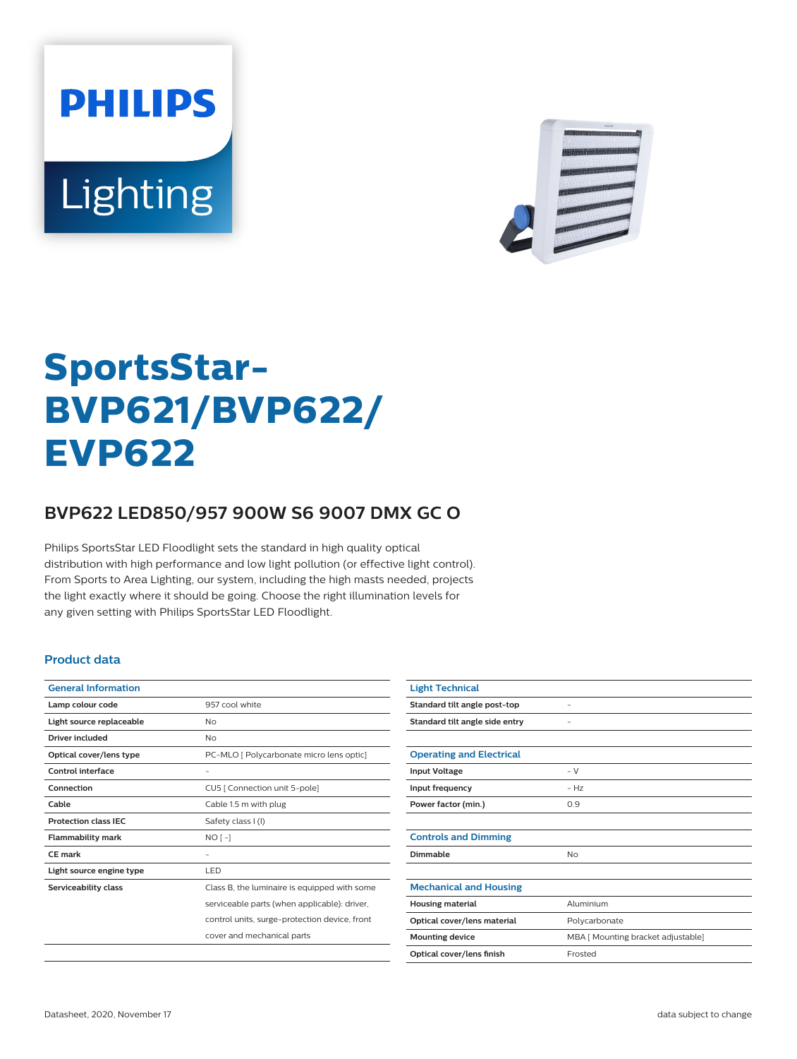# SportsStar-BVP621/BVP622/EVP622

## BVP622 LED850/957 900W S6 9007 DMX GC O

Philips SportsStar LED Floodlight sets the standard in high quality optical distribution with high performance and low light pollution (or effective light control). From Sports to Area Lighting, our system, including the high masts needed, projects the light exactly where it should be going. Choose the right illumination levels for any given setting with Philips SportsStar LED Floodlight.

### Product data

| General Information | |
|---|---|
| Lamp colour code | 957 cool white |
| Light source replaceable | No |
| Driver included | No |
| Optical cover/lens type | PC-MLO [ Polycarbonate micro lens optic] |
| Control interface | - |
| Connection | CU5 [ Connection unit 5-pole] |
| Cable | Cable 1.5 m with plug |
| Protection class IEC | Safety class I (I) |
| Flammability mark | NO [ -] |
| CE mark | - |
| Light source engine type | LED |
| Serviceability class | Class B, the luminaire is equipped with some serviceable parts (when applicable): driver, control units, surge-protection device, front cover and mechanical parts |

| Light Technical | |
|---|---|
| Standard tilt angle post-top | - |
| Standard tilt angle side entry | - |

| Operating and Electrical | |
|---|---|
| Input Voltage | - V |
| Input frequency | - Hz |
| Power factor (min.) | 0.9 |

| Controls and Dimming | |
|---|---|
| Dimmable | No |

| Mechanical and Housing | |
|---|---|
| Housing material | Aluminium |
| Optical cover/lens material | Polycarbonate |
| Mounting device | MBA [ Mounting bracket adjustable] |
| Optical cover/lens finish | Frosted |

Datasheet, 2020, November 17 — data subject to change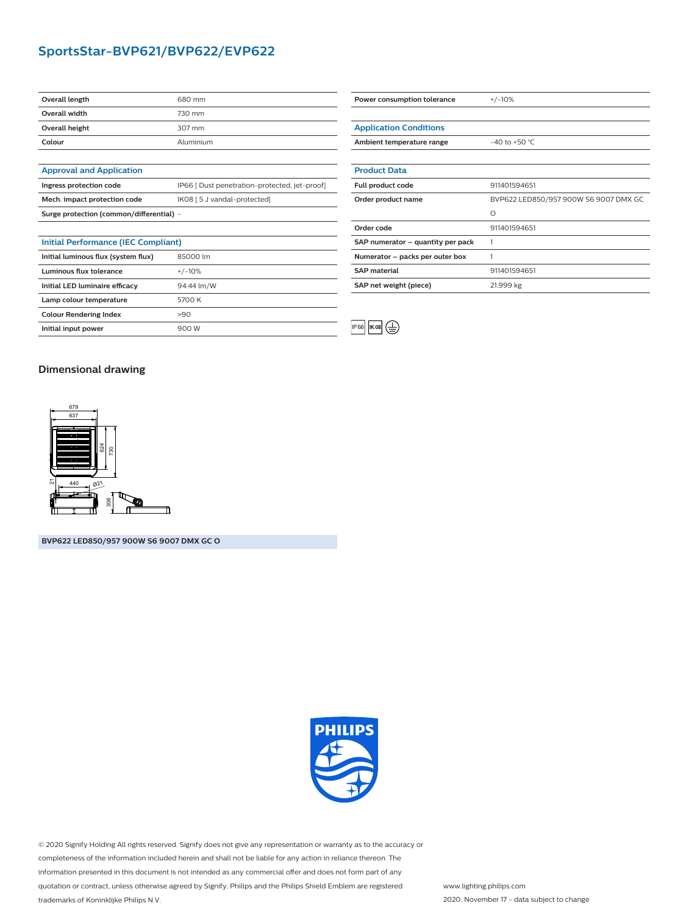# SportsStar-BVP621/BVP622/EVP622

| | |
|---|---|
| Overall length | 680 mm |
| Overall width | 730 mm |
| Overall height | 307 mm |
| Colour | Aluminium |

### Approval and Application

| | |
|---|---|
| Ingress protection code | IP66 [ Dust penetration-protected, jet-proof] |
| Mech. impact protection code | IK08 [ 5 J vandal-protected] |
| Surge protection (common/differential) | - |

### Initial Performance (IEC Compliant)

| | |
|---|---|
| Initial luminous flux (system flux) | 85000 lm |
| Luminous flux tolerance | +/-10% |
| Initial LED luminaire efficacy | 94.44 lm/W |
| Lamp colour temperature | 5700 K |
| Colour Rendering Index | >90 |
| Initial input power | 900 W |

| | |
|---|---|
| Power consumption tolerance | +/-10% |

### Application Conditions

| | |
|---|---|
| Ambient temperature range | -40 to +50 °C |

### Product Data

| | |
|---|---|
| Full product code | 911401594651 |
| Order product name | BVP622 LED850/957 900W S6 9007 DMX GC O |
| Order code | 911401594651 |
| SAP numerator – quantity per pack | 1 |
| Numerator – packs per outer box | 1 |
| SAP material | 911401594651 |
| SAP net weight (piece) | 21.999 kg |

IP66 IK08

## Dimensional drawing

679
637
624
730
21
440
Ø21
306

**BVP622 LED850/957 900W S6 9007 DMX GC O**

© 2020 Signify Holding All rights reserved. Signify does not give any representation or warranty as to the accuracy or completeness of the information included herein and shall not be liable for any action in reliance thereon. The information presented in this document is not intended as any commercial offer and does not form part of any quotation or contract, unless otherwise agreed by Signify. Philips and the Philips Shield Emblem are registered trademarks of Koninklijke Philips N.V.

www.lighting.philips.com

2020, November 17 - data subject to change